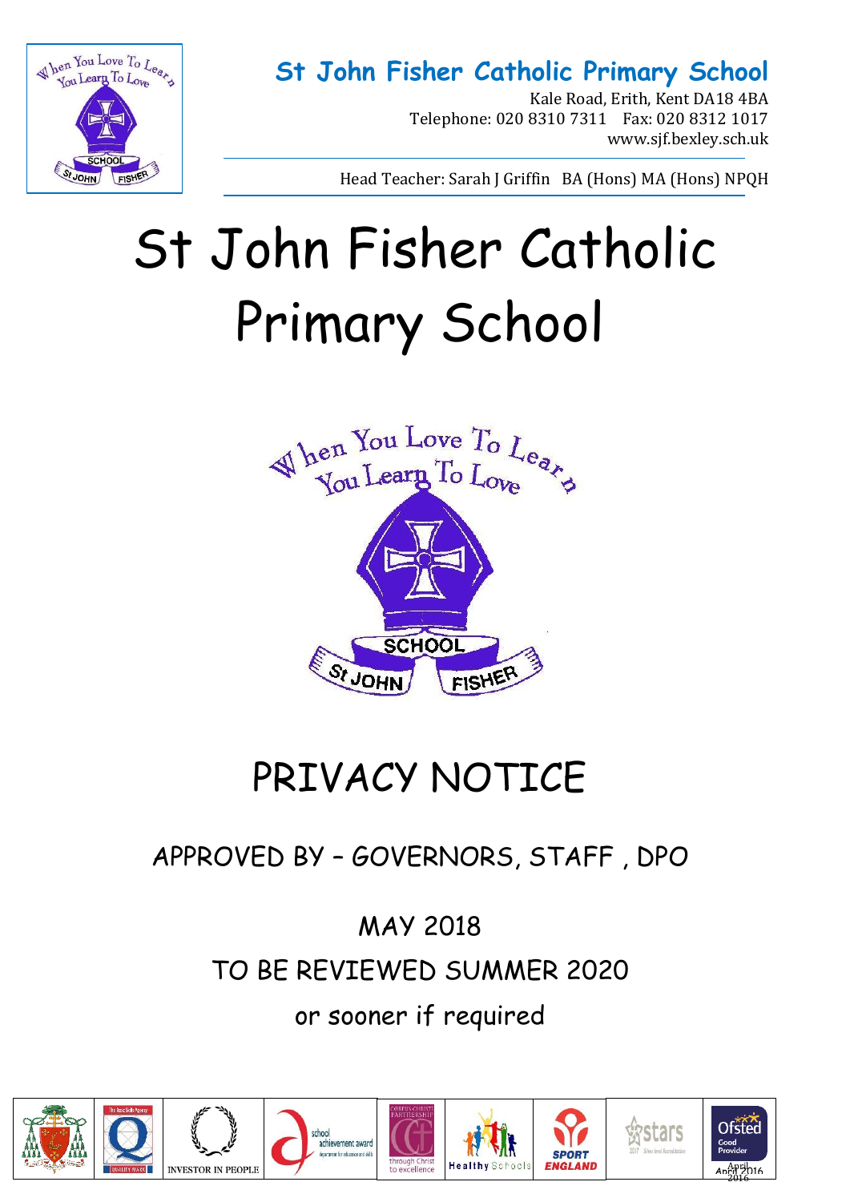**St John Fisher Catholic Primary School**

Kale Road, Erith, Kent DA18 4BA
Telephone: 020 8310 7311 Fax: 020 8312 1017
www.sjf.bexley.sch.uk

Head Teacher: Sarah J Griffin BA (Hons) MA (Hons) NPQH

# St John Fisher Catholic Primary School

When You Love To Learn You Learn To Love

SCHOOL ST JOHN FISHER

# PRIVACY NOTICE

APPROVED BY – GOVERNORS, STAFF , DPO

MAY 2018

TO BE REVIEWED SUMMER 2020

or sooner if required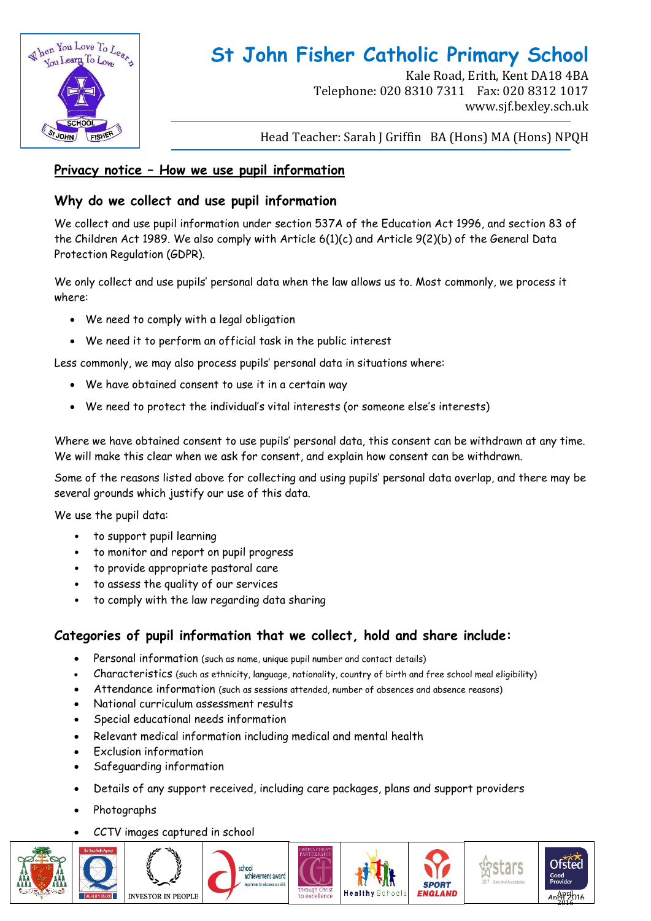## Privacy notice – How we use pupil information

### Why do we collect and use pupil information

We collect and use pupil information under section 537A of the Education Act 1996, and section 83 of the Children Act 1989. We also comply with Article 6(1)(c) and Article 9(2)(b) of the General Data Protection Regulation (GDPR).

We only collect and use pupils' personal data when the law allows us to. Most commonly, we process it where:

- We need to comply with a legal obligation
- We need it to perform an official task in the public interest

Less commonly, we may also process pupils' personal data in situations where:

- We have obtained consent to use it in a certain way
- We need to protect the individual's vital interests (or someone else's interests)

Where we have obtained consent to use pupils' personal data, this consent can be withdrawn at any time. We will make this clear when we ask for consent, and explain how consent can be withdrawn.

Some of the reasons listed above for collecting and using pupils' personal data overlap, and there may be several grounds which justify our use of this data.

We use the pupil data:

- to support pupil learning
- to monitor and report on pupil progress
- to provide appropriate pastoral care
- to assess the quality of our services
- to comply with the law regarding data sharing

### Categories of pupil information that we collect, hold and share include:

- Personal information (such as name, unique pupil number and contact details)
- Characteristics (such as ethnicity, language, nationality, country of birth and free school meal eligibility)
- Attendance information (such as sessions attended, number of absences and absence reasons)
- National curriculum assessment results
- Special educational needs information
- Relevant medical information including medical and mental health
- Exclusion information
- Safeguarding information
- Details of any support received, including care packages, plans and support providers
- Photographs
- CCTV images captured in school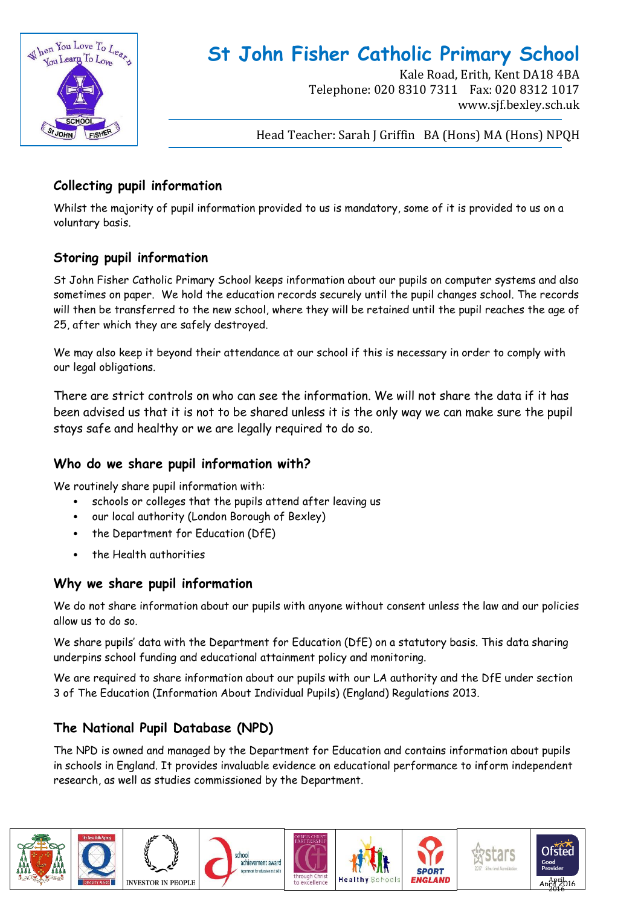## Collecting pupil information

Whilst the majority of pupil information provided to us is mandatory, some of it is provided to us on a voluntary basis.

## Storing pupil information

St John Fisher Catholic Primary School keeps information about our pupils on computer systems and also sometimes on paper. We hold the education records securely until the pupil changes school. The records will then be transferred to the new school, where they will be retained until the pupil reaches the age of 25, after which they are safely destroyed.

We may also keep it beyond their attendance at our school if this is necessary in order to comply with our legal obligations.

There are strict controls on who can see the information. We will not share the data if it has been advised us that it is not to be shared unless it is the only way we can make sure the pupil stays safe and healthy or we are legally required to do so.

## Who do we share pupil information with?

We routinely share pupil information with:

- schools or colleges that the pupils attend after leaving us
- our local authority (London Borough of Bexley)
- the Department for Education (DfE)
- the Health authorities

## Why we share pupil information

We do not share information about our pupils with anyone without consent unless the law and our policies allow us to do so.

We share pupils' data with the Department for Education (DfE) on a statutory basis. This data sharing underpins school funding and educational attainment policy and monitoring.

We are required to share information about our pupils with our LA authority and the DfE under section 3 of The Education (Information About Individual Pupils) (England) Regulations 2013.

## The National Pupil Database (NPD)

The NPD is owned and managed by the Department for Education and contains information about pupils in schools in England. It provides invaluable evidence on educational performance to inform independent research, as well as studies commissioned by the Department.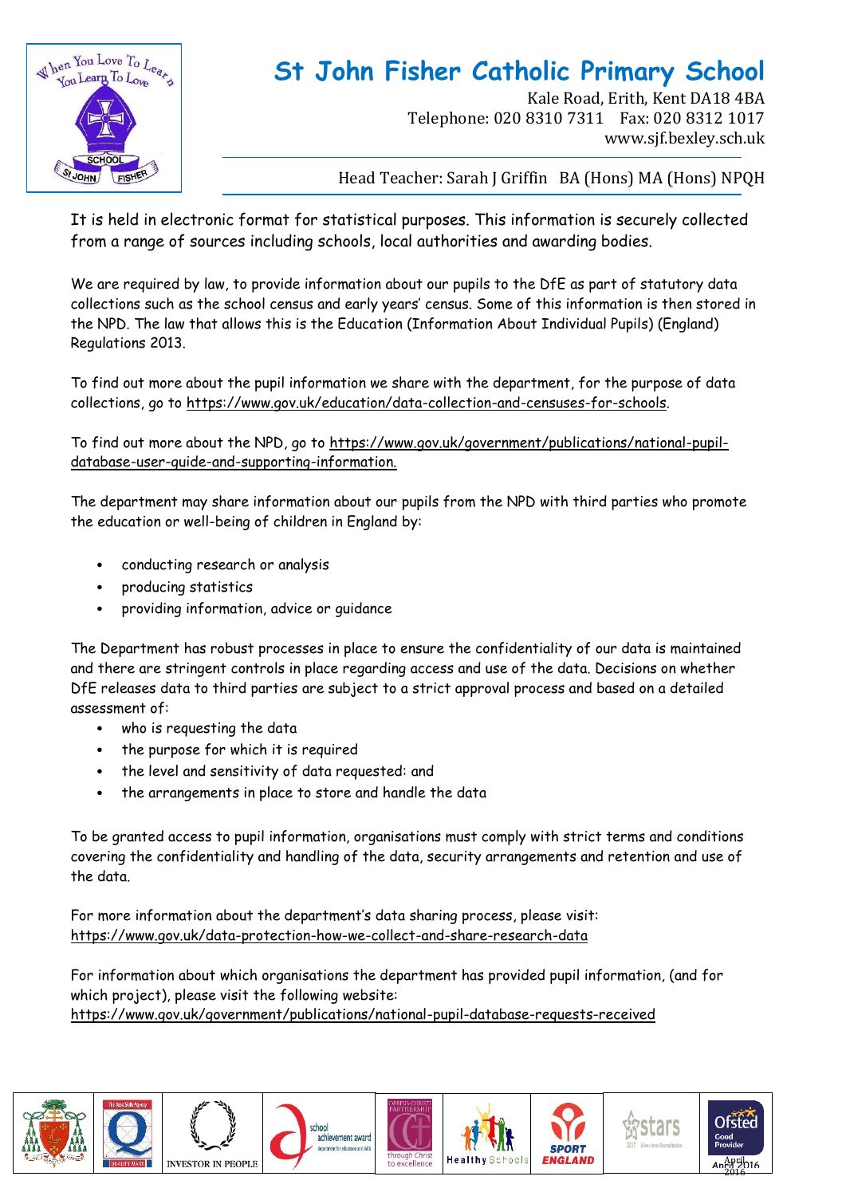It is held in electronic format for statistical purposes. This information is securely collected from a range of sources including schools, local authorities and awarding bodies.

We are required by law, to provide information about our pupils to the DfE as part of statutory data collections such as the school census and early years' census. Some of this information is then stored in the NPD. The law that allows this is the Education (Information About Individual Pupils) (England) Regulations 2013.

To find out more about the pupil information we share with the department, for the purpose of data collections, go to https://www.gov.uk/education/data-collection-and-censuses-for-schools.

To find out more about the NPD, go to https://www.gov.uk/government/publications/national-pupil-database-user-guide-and-supporting-information.

The department may share information about our pupils from the NPD with third parties who promote the education or well-being of children in England by:

- conducting research or analysis
- producing statistics
- providing information, advice or guidance

The Department has robust processes in place to ensure the confidentiality of our data is maintained and there are stringent controls in place regarding access and use of the data. Decisions on whether DfE releases data to third parties are subject to a strict approval process and based on a detailed assessment of:

- who is requesting the data
- the purpose for which it is required
- the level and sensitivity of data requested: and
- the arrangements in place to store and handle the data

To be granted access to pupil information, organisations must comply with strict terms and conditions covering the confidentiality and handling of the data, security arrangements and retention and use of the data.

For more information about the department's data sharing process, please visit:
https://www.gov.uk/data-protection-how-we-collect-and-share-research-data

For information about which organisations the department has provided pupil information, (and for which project), please visit the following website:
https://www.gov.uk/government/publications/national-pupil-database-requests-received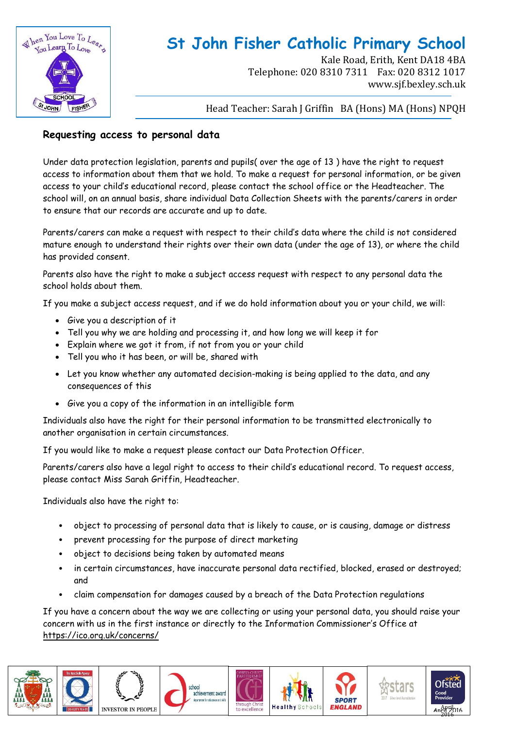## Requesting access to personal data

Under data protection legislation, parents and pupils( over the age of 13 ) have the right to request access to information about them that we hold. To make a request for personal information, or be given access to your child's educational record, please contact the school office or the Headteacher. The school will, on an annual basis, share individual Data Collection Sheets with the parents/carers in order to ensure that our records are accurate and up to date.

Parents/carers can make a request with respect to their child's data where the child is not considered mature enough to understand their rights over their own data (under the age of 13), or where the child has provided consent.

Parents also have the right to make a subject access request with respect to any personal data the school holds about them.

If you make a subject access request, and if we do hold information about you or your child, we will:

- Give you a description of it
- Tell you why we are holding and processing it, and how long we will keep it for
- Explain where we got it from, if not from you or your child
- Tell you who it has been, or will be, shared with
- Let you know whether any automated decision-making is being applied to the data, and any consequences of this
- Give you a copy of the information in an intelligible form

Individuals also have the right for their personal information to be transmitted electronically to another organisation in certain circumstances.

If you would like to make a request please contact our Data Protection Officer.

Parents/carers also have a legal right to access to their child's educational record. To request access, please contact Miss Sarah Griffin, Headteacher.

Individuals also have the right to:

- object to processing of personal data that is likely to cause, or is causing, damage or distress
- prevent processing for the purpose of direct marketing
- object to decisions being taken by automated means
- in certain circumstances, have inaccurate personal data rectified, blocked, erased or destroyed; and
- claim compensation for damages caused by a breach of the Data Protection regulations

If you have a concern about the way we are collecting or using your personal data, you should raise your concern with us in the first instance or directly to the Information Commissioner's Office at https://ico.org.uk/concerns/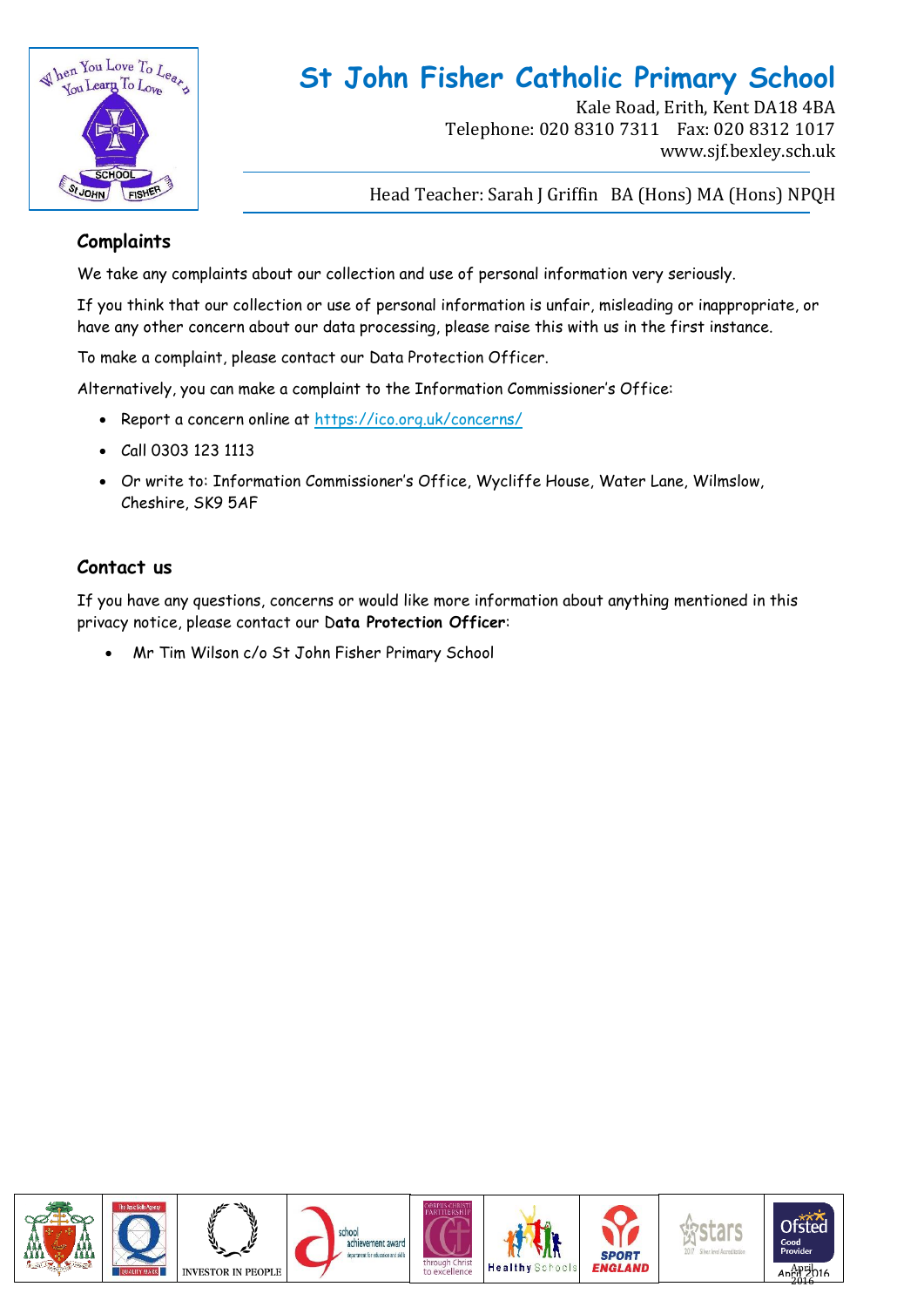## Complaints

We take any complaints about our collection and use of personal information very seriously.

If you think that our collection or use of personal information is unfair, misleading or inappropriate, or have any other concern about our data processing, please raise this with us in the first instance.

To make a complaint, please contact our Data Protection Officer.

Alternatively, you can make a complaint to the Information Commissioner's Office:

- Report a concern online at https://ico.org.uk/concerns/
- Call 0303 123 1113
- Or write to: Information Commissioner's Office, Wycliffe House, Water Lane, Wilmslow, Cheshire, SK9 5AF

## Contact us

If you have any questions, concerns or would like more information about anything mentioned in this privacy notice, please contact our D**ata Protection Officer**:

- Mr Tim Wilson c/o St John Fisher Primary School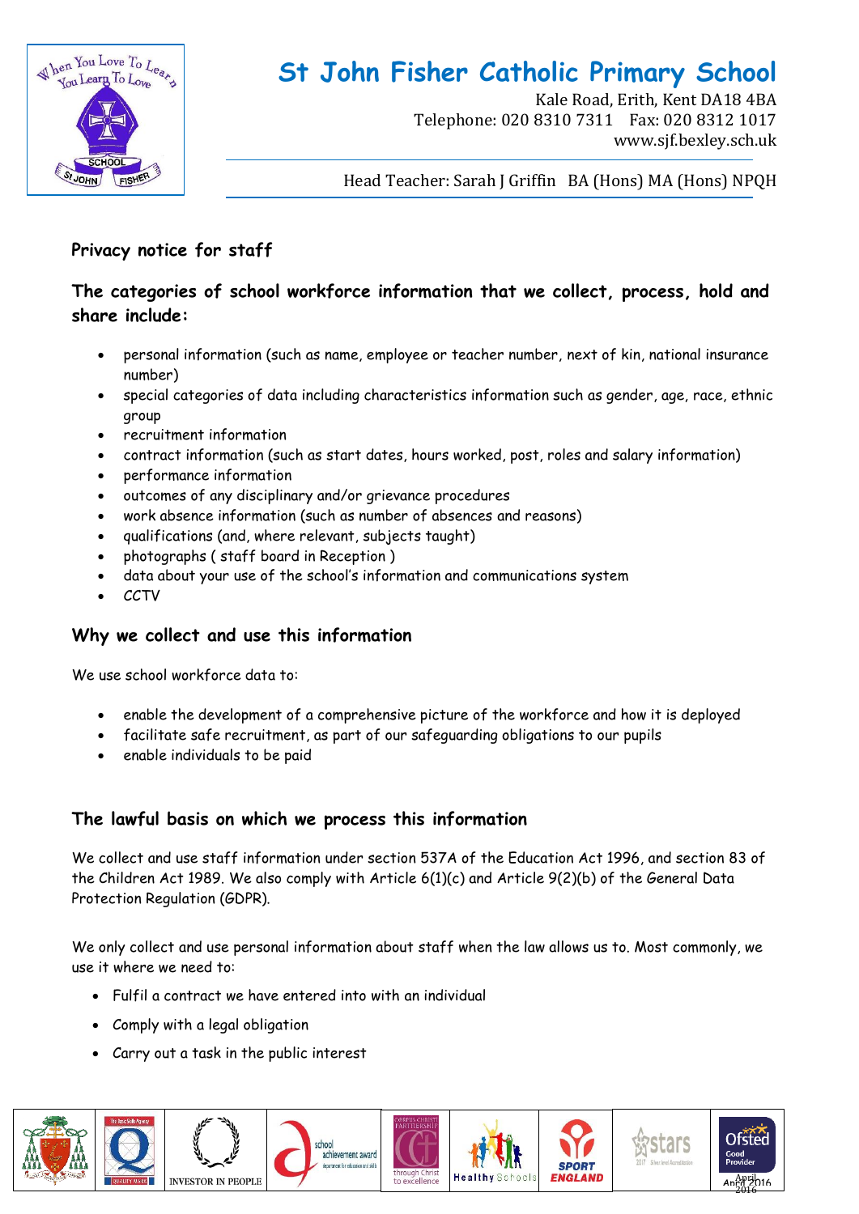# St John Fisher Catholic Primary School

Kale Road, Erith, Kent DA18 4BA
Telephone: 020 8310 7311 Fax: 020 8312 1017
www.sjf.bexley.sch.uk

Head Teacher: Sarah J Griffin BA (Hons) MA (Hons) NPQH

## Privacy notice for staff

### The categories of school workforce information that we collect, process, hold and share include:

- personal information (such as name, employee or teacher number, next of kin, national insurance number)
- special categories of data including characteristics information such as gender, age, race, ethnic group
- recruitment information
- contract information (such as start dates, hours worked, post, roles and salary information)
- performance information
- outcomes of any disciplinary and/or grievance procedures
- work absence information (such as number of absences and reasons)
- qualifications (and, where relevant, subjects taught)
- photographs ( staff board in Reception )
- data about your use of the school's information and communications system
- CCTV

### Why we collect and use this information

We use school workforce data to:

- enable the development of a comprehensive picture of the workforce and how it is deployed
- facilitate safe recruitment, as part of our safeguarding obligations to our pupils
- enable individuals to be paid

### The lawful basis on which we process this information

We collect and use staff information under section 537A of the Education Act 1996, and section 83 of the Children Act 1989. We also comply with Article 6(1)(c) and Article 9(2)(b) of the General Data Protection Regulation (GDPR).

We only collect and use personal information about staff when the law allows us to. Most commonly, we use it where we need to:

- Fulfil a contract we have entered into with an individual
- Comply with a legal obligation
- Carry out a task in the public interest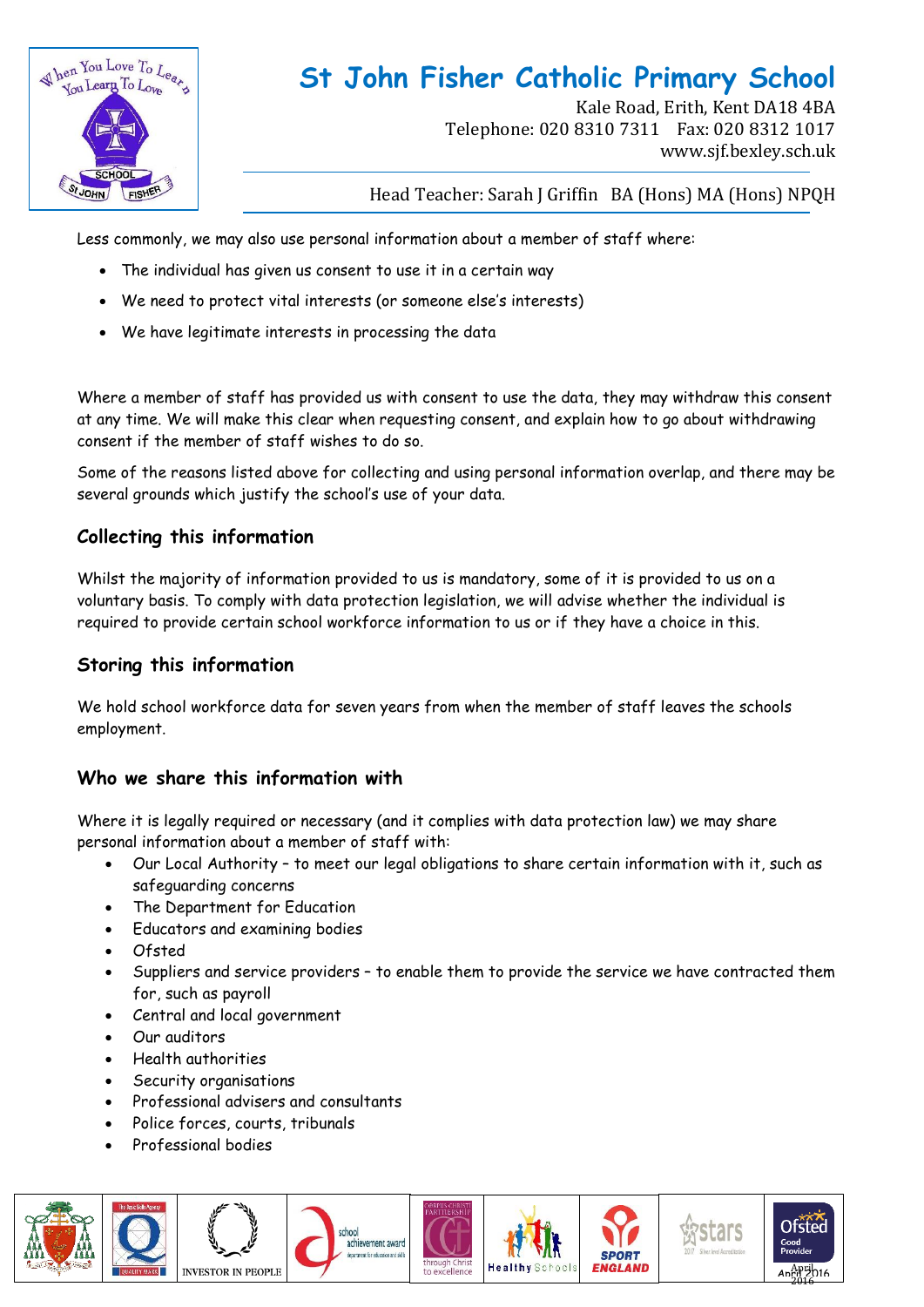Less commonly, we may also use personal information about a member of staff where:

- The individual has given us consent to use it in a certain way
- We need to protect vital interests (or someone else's interests)
- We have legitimate interests in processing the data

Where a member of staff has provided us with consent to use the data, they may withdraw this consent at any time. We will make this clear when requesting consent, and explain how to go about withdrawing consent if the member of staff wishes to do so.

Some of the reasons listed above for collecting and using personal information overlap, and there may be several grounds which justify the school's use of your data.

## Collecting this information

Whilst the majority of information provided to us is mandatory, some of it is provided to us on a voluntary basis. To comply with data protection legislation, we will advise whether the individual is required to provide certain school workforce information to us or if they have a choice in this.

## Storing this information

We hold school workforce data for seven years from when the member of staff leaves the schools employment.

## Who we share this information with

Where it is legally required or necessary (and it complies with data protection law) we may share personal information about a member of staff with:

- Our Local Authority – to meet our legal obligations to share certain information with it, such as safeguarding concerns
- The Department for Education
- Educators and examining bodies
- Ofsted
- Suppliers and service providers – to enable them to provide the service we have contracted them for, such as payroll
- Central and local government
- Our auditors
- Health authorities
- Security organisations
- Professional advisers and consultants
- Police forces, courts, tribunals
- Professional bodies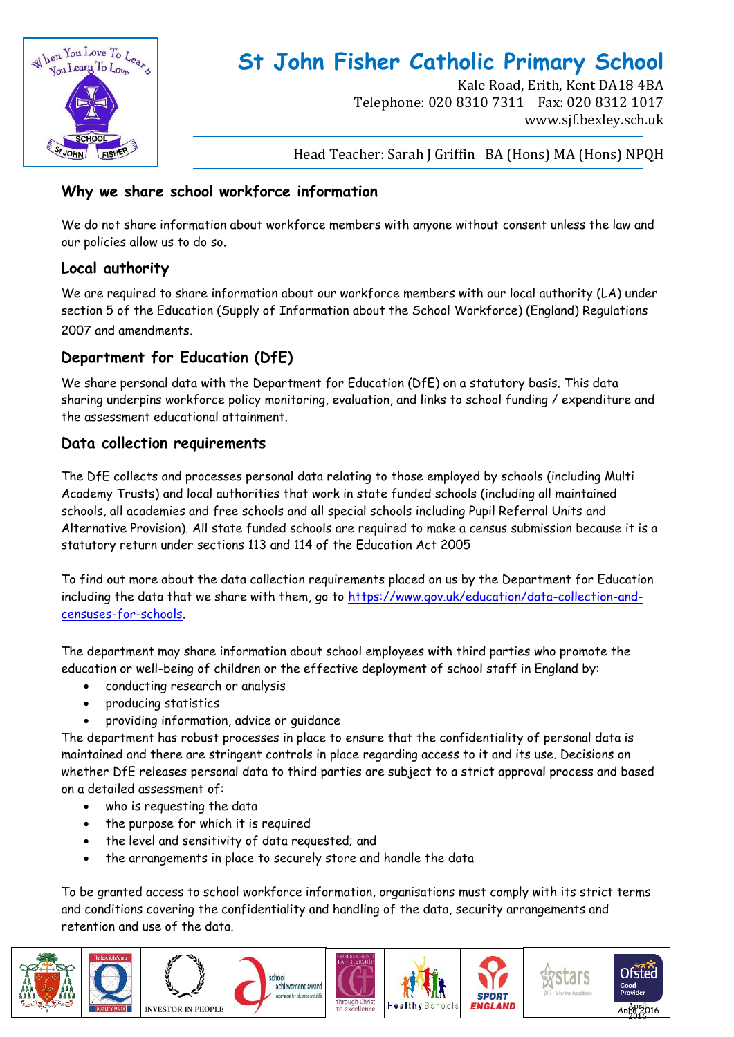## Why we share school workforce information

We do not share information about workforce members with anyone without consent unless the law and our policies allow us to do so.

### Local authority

We are required to share information about our workforce members with our local authority (LA) under section 5 of the Education (Supply of Information about the School Workforce) (England) Regulations 2007 and amendments.

### Department for Education (DfE)

We share personal data with the Department for Education (DfE) on a statutory basis. This data sharing underpins workforce policy monitoring, evaluation, and links to school funding / expenditure and the assessment educational attainment.

### Data collection requirements

The DfE collects and processes personal data relating to those employed by schools (including Multi Academy Trusts) and local authorities that work in state funded schools (including all maintained schools, all academies and free schools and all special schools including Pupil Referral Units and Alternative Provision). All state funded schools are required to make a census submission because it is a statutory return under sections 113 and 114 of the Education Act 2005

To find out more about the data collection requirements placed on us by the Department for Education including the data that we share with them, go to https://www.gov.uk/education/data-collection-and-censuses-for-schools.

The department may share information about school employees with third parties who promote the education or well-being of children or the effective deployment of school staff in England by:

- conducting research or analysis
- producing statistics
- providing information, advice or guidance

The department has robust processes in place to ensure that the confidentiality of personal data is maintained and there are stringent controls in place regarding access to it and its use. Decisions on whether DfE releases personal data to third parties are subject to a strict approval process and based on a detailed assessment of:

- who is requesting the data
- the purpose for which it is required
- the level and sensitivity of data requested; and
- the arrangements in place to securely store and handle the data

To be granted access to school workforce information, organisations must comply with its strict terms and conditions covering the confidentiality and handling of the data, security arrangements and retention and use of the data.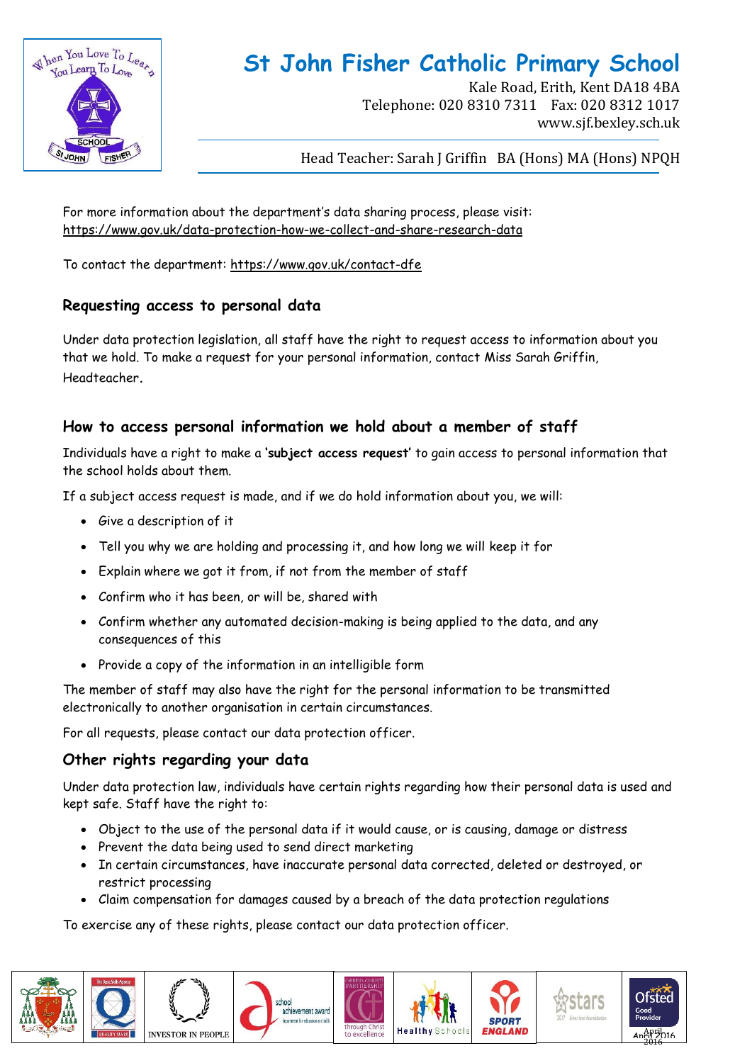For more information about the department's data sharing process, please visit: https://www.gov.uk/data-protection-how-we-collect-and-share-research-data

To contact the department: https://www.gov.uk/contact-dfe

## Requesting access to personal data

Under data protection legislation, all staff have the right to request access to information about you that we hold. To make a request for your personal information, contact Miss Sarah Griffin, Headteacher.

## How to access personal information we hold about a member of staff

Individuals have a right to make a **'subject access request'** to gain access to personal information that the school holds about them.

If a subject access request is made, and if we do hold information about you, we will:

- Give a description of it
- Tell you why we are holding and processing it, and how long we will keep it for
- Explain where we got it from, if not from the member of staff
- Confirm who it has been, or will be, shared with
- Confirm whether any automated decision-making is being applied to the data, and any consequences of this
- Provide a copy of the information in an intelligible form

The member of staff may also have the right for the personal information to be transmitted electronically to another organisation in certain circumstances.

For all requests, please contact our data protection officer.

## Other rights regarding your data

Under data protection law, individuals have certain rights regarding how their personal data is used and kept safe. Staff have the right to:

- Object to the use of the personal data if it would cause, or is causing, damage or distress
- Prevent the data being used to send direct marketing
- In certain circumstances, have inaccurate personal data corrected, deleted or destroyed, or restrict processing
- Claim compensation for damages caused by a breach of the data protection regulations

To exercise any of these rights, please contact our data protection officer.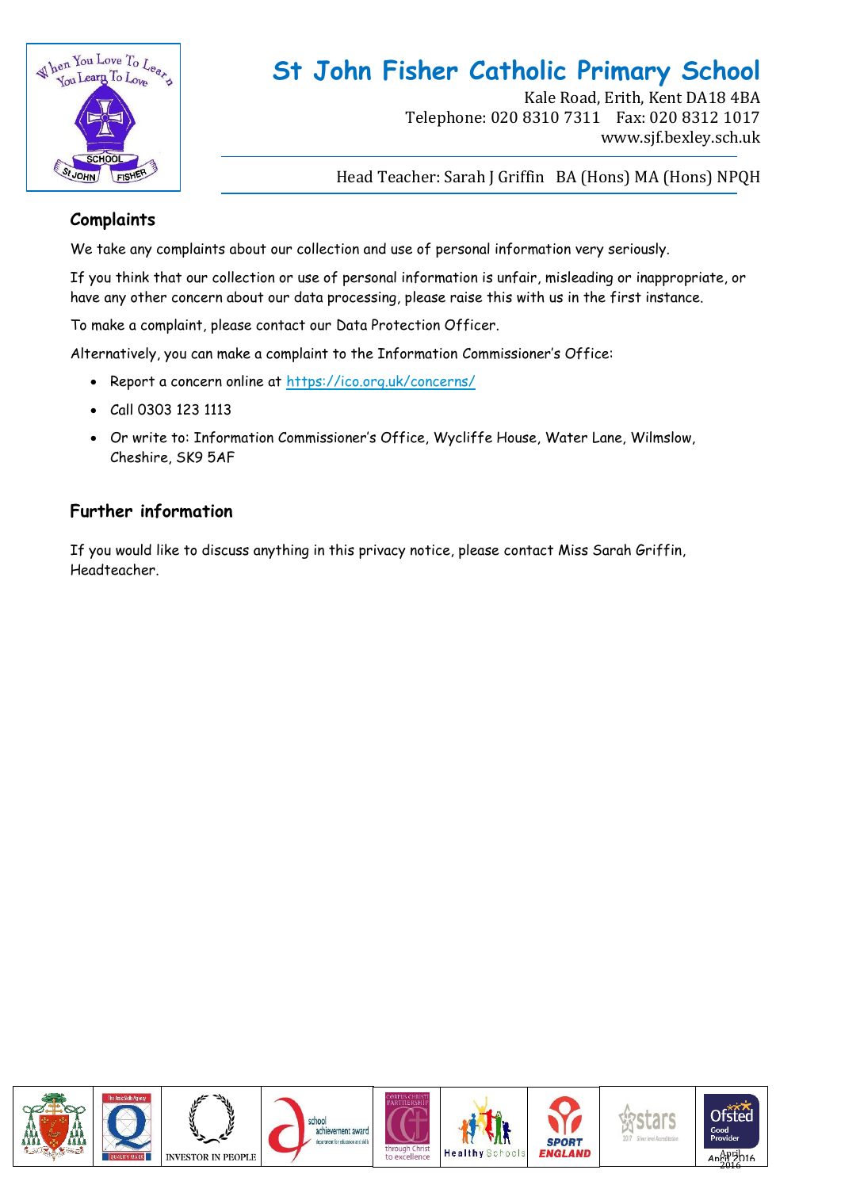## Complaints

We take any complaints about our collection and use of personal information very seriously.

If you think that our collection or use of personal information is unfair, misleading or inappropriate, or have any other concern about our data processing, please raise this with us in the first instance.

To make a complaint, please contact our Data Protection Officer.

Alternatively, you can make a complaint to the Information Commissioner's Office:

- Report a concern online at https://ico.org.uk/concerns/
- Call 0303 123 1113
- Or write to: Information Commissioner's Office, Wycliffe House, Water Lane, Wilmslow, Cheshire, SK9 5AF

## Further information

If you would like to discuss anything in this privacy notice, please contact Miss Sarah Griffin, Headteacher.